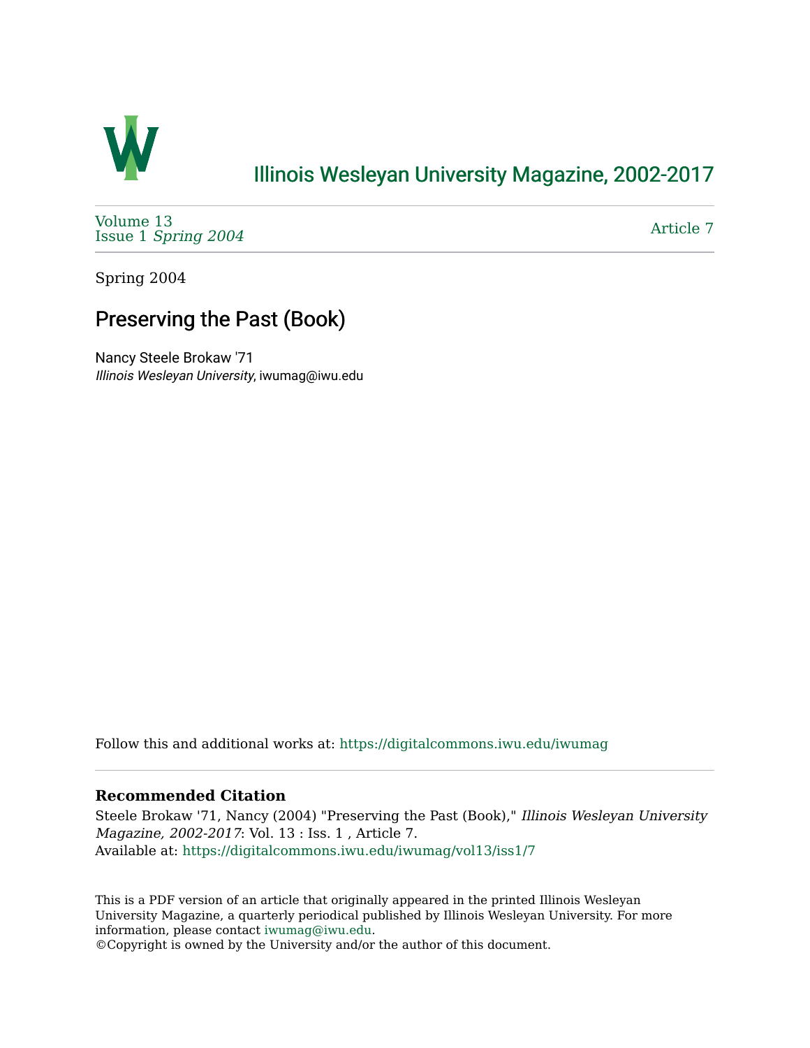# Illinois Wesleyan University Magazine, 2002-2017

Volume 13
Issue 1 *Spring 2004*

Article 7

Spring 2004

## Preserving the Past (Book)

Nancy Steele Brokaw '71
*Illinois Wesleyan University*, iwumag@iwu.edu

Follow this and additional works at: https://digitalcommons.iwu.edu/iwumag

### Recommended Citation

Steele Brokaw '71, Nancy (2004) "Preserving the Past (Book)," *Illinois Wesleyan University Magazine, 2002-2017*: Vol. 13 : Iss. 1 , Article 7.
Available at: https://digitalcommons.iwu.edu/iwumag/vol13/iss1/7

This is a PDF version of an article that originally appeared in the printed Illinois Wesleyan University Magazine, a quarterly periodical published by Illinois Wesleyan University. For more information, please contact iwumag@iwu.edu.
©Copyright is owned by the University and/or the author of this document.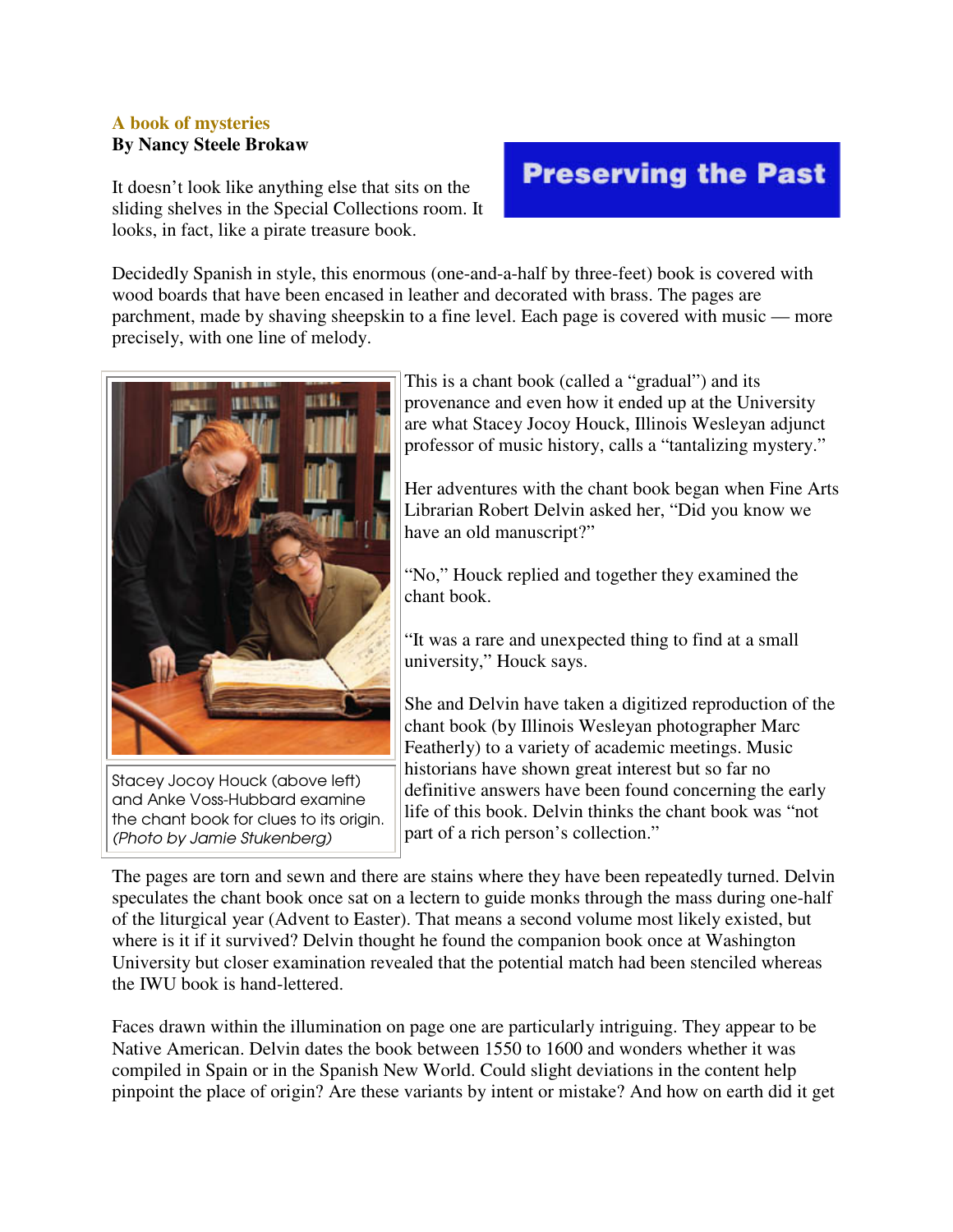**A book of mysteries**

**By Nancy Steele Brokaw**

**Preserving the Past**

It doesn't look like anything else that sits on the sliding shelves in the Special Collections room. It looks, in fact, like a pirate treasure book.

Decidedly Spanish in style, this enormous (one-and-a-half by three-feet) book is covered with wood boards that have been encased in leather and decorated with brass. The pages are parchment, made by shaving sheepskin to a fine level. Each page is covered with music — more precisely, with one line of melody.

Stacey Jocoy Houck (above left) and Anke Voss-Hubbard examine the chant book for clues to its origin. *(Photo by Jamie Stukenberg)*

This is a chant book (called a "gradual") and its provenance and even how it ended up at the University are what Stacey Jocoy Houck, Illinois Wesleyan adjunct professor of music history, calls a "tantalizing mystery."

Her adventures with the chant book began when Fine Arts Librarian Robert Delvin asked her, "Did you know we have an old manuscript?"

"No," Houck replied and together they examined the chant book.

"It was a rare and unexpected thing to find at a small university," Houck says.

She and Delvin have taken a digitized reproduction of the chant book (by Illinois Wesleyan photographer Marc Featherly) to a variety of academic meetings. Music historians have shown great interest but so far no definitive answers have been found concerning the early life of this book. Delvin thinks the chant book was "not part of a rich person's collection."

The pages are torn and sewn and there are stains where they have been repeatedly turned. Delvin speculates the chant book once sat on a lectern to guide monks through the mass during one-half of the liturgical year (Advent to Easter). That means a second volume most likely existed, but where is it if it survived? Delvin thought he found the companion book once at Washington University but closer examination revealed that the potential match had been stenciled whereas the IWU book is hand-lettered.

Faces drawn within the illumination on page one are particularly intriguing. They appear to be Native American. Delvin dates the book between 1550 to 1600 and wonders whether it was compiled in Spain or in the Spanish New World. Could slight deviations in the content help pinpoint the place of origin? Are these variants by intent or mistake? And how on earth did it get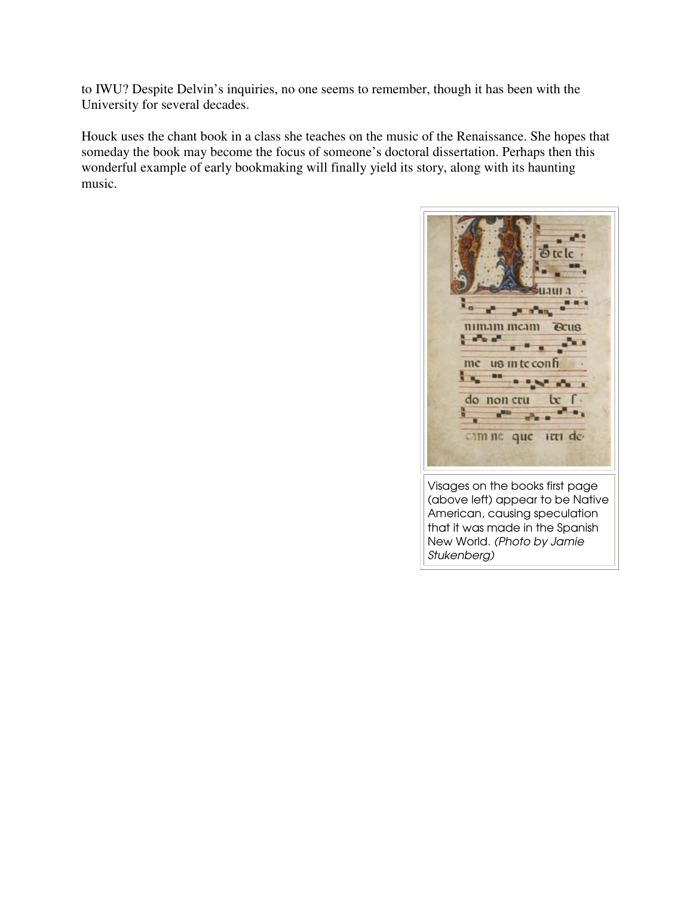to IWU? Despite Delvin's inquiries, no one seems to remember, though it has been with the University for several decades.

Houck uses the chant book in a class she teaches on the music of the Renaissance. She hopes that someday the book may become the focus of someone's doctoral dissertation. Perhaps then this wonderful example of early bookmaking will finally yield its story, along with its haunting music.

Visages on the books first page (above left) appear to be Native American, causing speculation that it was made in the Spanish New World. *(Photo by Jamie Stukenberg)*